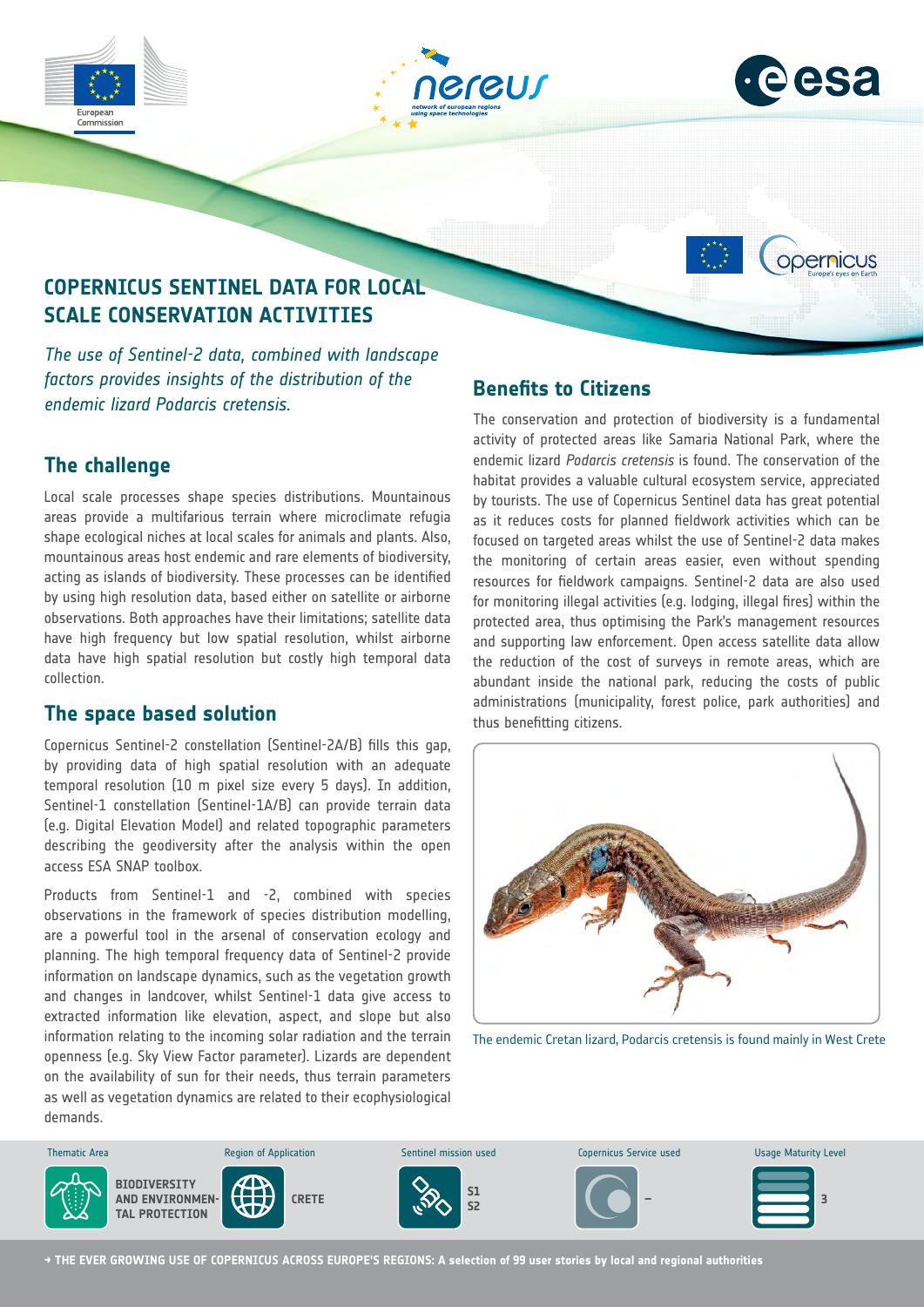# COPERNICUS SENTINEL DATA FOR LOCAL SCALE CONSERVATION ACTIVITIES

*The use of Sentinel-2 data, combined with landscape factors provides insights of the distribution of the endemic lizard Podarcis cretensis.*

## The challenge

Local scale processes shape species distributions. Mountainous areas provide a multifarious terrain where microclimate refugia shape ecological niches at local scales for animals and plants. Also, mountainous areas host endemic and rare elements of biodiversity, acting as islands of biodiversity. These processes can be identified by using high resolution data, based either on satellite or airborne observations. Both approaches have their limitations; satellite data have high frequency but low spatial resolution, whilst airborne data have high spatial resolution but costly high temporal data collection.

## The space based solution

Copernicus Sentinel-2 constellation (Sentinel-2A/B) fills this gap, by providing data of high spatial resolution with an adequate temporal resolution (10 m pixel size every 5 days). In addition, Sentinel-1 constellation (Sentinel-1A/B) can provide terrain data (e.g. Digital Elevation Model) and related topographic parameters describing the geodiversity after the analysis within the open access ESA SNAP toolbox.

Products from Sentinel-1 and -2, combined with species observations in the framework of species distribution modelling, are a powerful tool in the arsenal of conservation ecology and planning. The high temporal frequency data of Sentinel-2 provide information on landscape dynamics, such as the vegetation growth and changes in landcover, whilst Sentinel-1 data give access to extracted information like elevation, aspect, and slope but also information relating to the incoming solar radiation and the terrain openness (e.g. Sky View Factor parameter). Lizards are dependent on the availability of sun for their needs, thus terrain parameters as well as vegetation dynamics are related to their ecophysiological demands.

## Benefits to Citizens

The conservation and protection of biodiversity is a fundamental activity of protected areas like Samaria National Park, where the endemic lizard *Podarcis cretensis* is found. The conservation of the habitat provides a valuable cultural ecosystem service, appreciated by tourists. The use of Copernicus Sentinel data has great potential as it reduces costs for planned fieldwork activities which can be focused on targeted areas whilst the use of Sentinel-2 data makes the monitoring of certain areas easier, even without spending resources for fieldwork campaigns. Sentinel-2 data are also used for monitoring illegal activities (e.g. lodging, illegal fires) within the protected area, thus optimising the Park's management resources and supporting law enforcement. Open access satellite data allow the reduction of the cost of surveys in remote areas, which are abundant inside the national park, reducing the costs of public administrations (municipality, forest police, park authorities) and thus benefitting citizens.

The endemic Cretan lizard, Podarcis cretensis is found mainly in West Crete

| Thematic Area | Region of Application | Sentinel mission used | Copernicus Service used | Usage Maturity Level |
|---|---|---|---|---|
| BIODIVERSITY AND ENVIRONMENTAL PROTECTION | CRETE | S1 S2 | – | 3 |

→ THE EVER GROWING USE OF COPERNICUS ACROSS EUROPE'S REGIONS: A selection of 99 user stories by local and regional authorities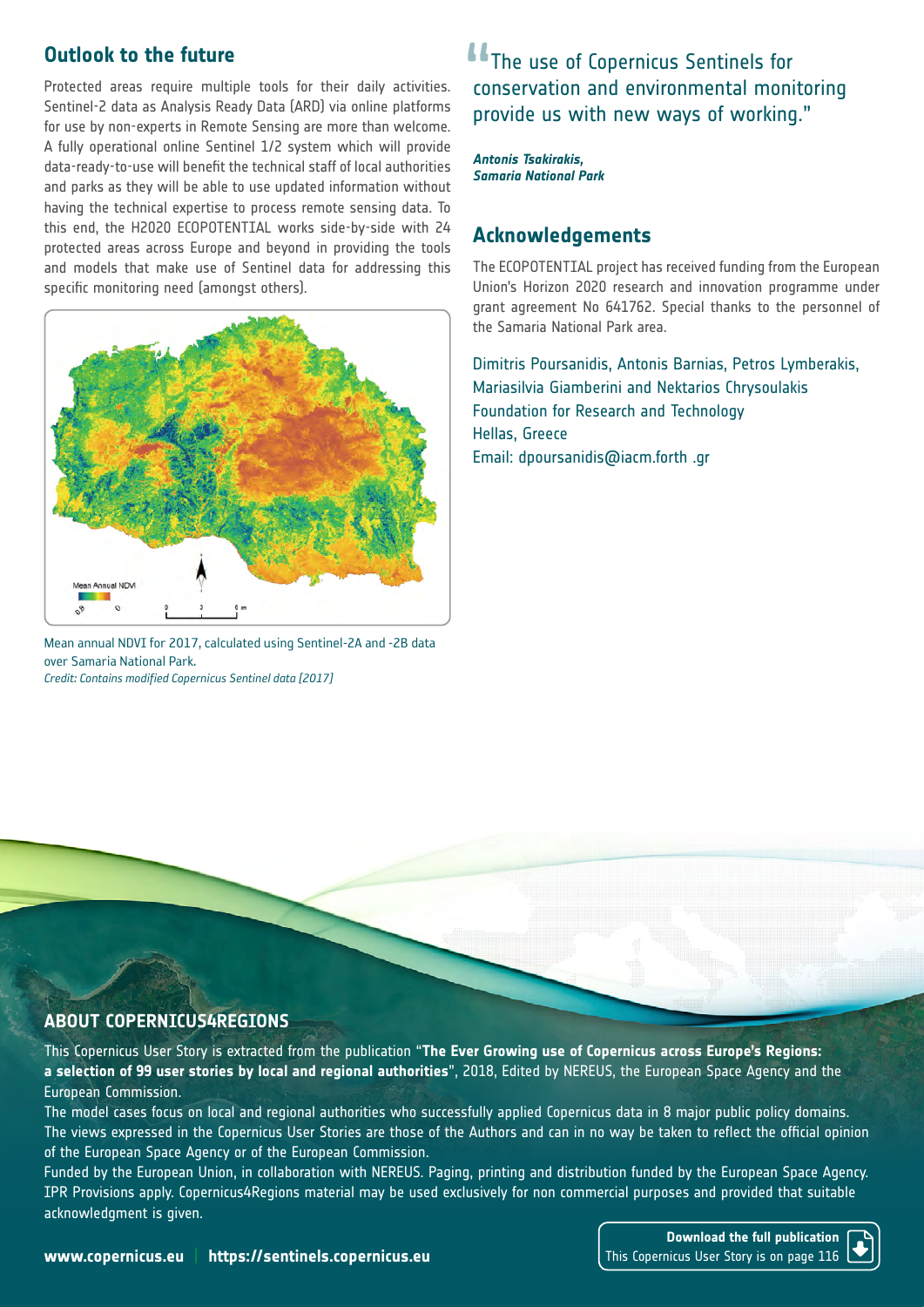## Outlook to the future

Protected areas require multiple tools for their daily activities. Sentinel-2 data as Analysis Ready Data (ARD) via online platforms for use by non-experts in Remote Sensing are more than welcome. A fully operational online Sentinel 1/2 system which will provide data-ready-to-use will benefit the technical staff of local authorities and parks as they will be able to use updated information without having the technical expertise to process remote sensing data. To this end, the H2020 ECOPOTENTIAL works side-by-side with 24 protected areas across Europe and beyond in providing the tools and models that make use of Sentinel data for addressing this specific monitoring need (amongst others).

Mean Annual NDVI

Mean annual NDVI for 2017, calculated using Sentinel-2A and -2B data over Samaria National Park.
*Credit: Contains modified Copernicus Sentinel data [2017]*

"The use of Copernicus Sentinels for conservation and environmental monitoring provide us with new ways of working."

***Antonis Tsakirakis,***
***Samaria National Park***

## Acknowledgements

The ECOPOTENTIAL project has received funding from the European Union's Horizon 2020 research and innovation programme under grant agreement No 641762. Special thanks to the personnel of the Samaria National Park area.

Dimitris Poursanidis, Antonis Barnias, Petros Lymberakis, Mariasilvia Giamberini and Nektarios Chrysoulakis
Foundation for Research and Technology
Hellas, Greece
Email: dpoursanidis@iacm.forth .gr

## ABOUT COPERNICUS4REGIONS

This Copernicus User Story is extracted from the publication "**The Ever Growing use of Copernicus across Europe's Regions: a selection of 99 user stories by local and regional authorities**", 2018, Edited by NEREUS, the European Space Agency and the European Commission.
The model cases focus on local and regional authorities who successfully applied Copernicus data in 8 major public policy domains. The views expressed in the Copernicus User Stories are those of the Authors and can in no way be taken to reflect the official opinion of the European Space Agency or of the European Commission.
Funded by the European Union, in collaboration with NEREUS. Paging, printing and distribution funded by the European Space Agency. IPR Provisions apply. Copernicus4Regions material may be used exclusively for non commercial purposes and provided that suitable acknowledgment is given.

**www.copernicus.eu** | **https://sentinels.copernicus.eu**

**Download the full publication**
This Copernicus User Story is on page 116